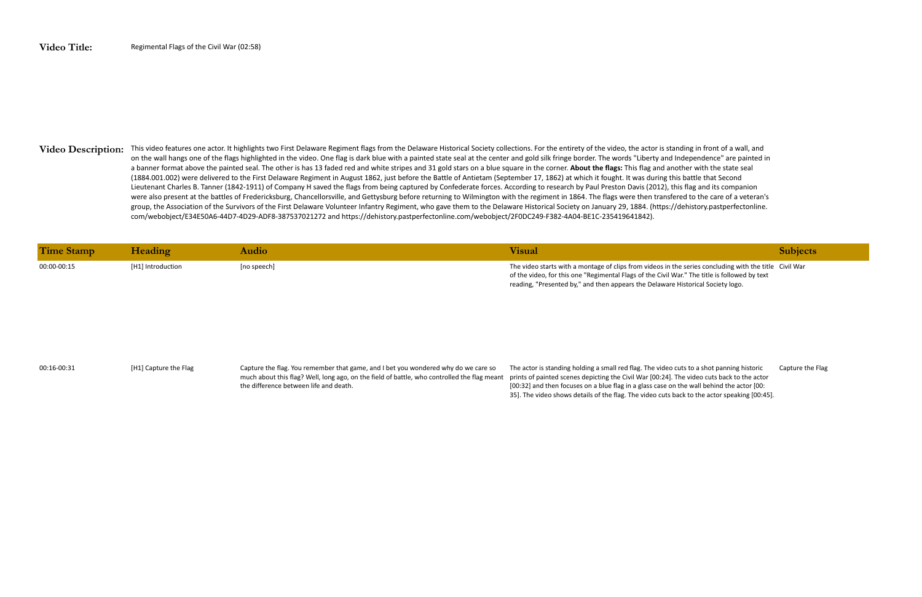**Video Title:** Regimental Flags of the Civil War (02:58)

**Video Description:** This video features one actor. It highlights two First Delaware Regiment flags from the Delaware Historical Society collections. For the entirety of the video, the actor is standing in front of a wall, and on the wall hangs one of the flags highlighted in the video. One flag is dark blue with a painted state seal at the center and gold silk fringe border. The words "Liberty and Independence" are painted in a banner format above the painted seal. The other is has 13 faded red and white stripes and 31 gold stars on a blue square in the corner. **About the flags:** This flag and another with the state seal (1884.001.002) were delivered to the First Delaware Regiment in August 1862, just before the Battle of Antietam (September 17, 1862) at which it fought. It was during this battle that Second Lieutenant Charles B. Tanner (1842-1911) of Company H saved the flags from being captured by Confederate forces. According to research by Paul Preston Davis (2012), this flag and its companion were also present at the battles of Fredericksburg, Chancellorsville, and Gettysburg before returning to Wilmington with the regiment in 1864. The flags were then transfered to the care of a veteran's group, the Association of the Survivors of the First Delaware Volunteer Infantry Regiment, who gave them to the Delaware Historical Society on January 29, 1884. (https://dehistory.pastperfectonline.com/webobject/E34E50A6-44D7-4D29-ADF8-387537021272 and https://dehistory.pastperfectonline.com/webobject/2F0DC249-F382-4A04-BE1C-235419641842).

| Time Stamp | Heading | Audio | Visual | Subjects |
|---|---|---|---|---|
| 00:00-00:15 | [H1] Introduction | [no speech] | The video starts with a montage of clips from videos in the series concluding with the title of the video, for this one "Regimental Flags of the Civil War." The title is followed by text reading, "Presented by," and then appears the Delaware Historical Society logo. | Civil War |
| 00:16-00:31 | [H1] Capture the Flag | Capture the flag. You remember that game, and I bet you wondered why do we care so much about this flag? Well, long ago, on the field of battle, who controlled the flag meant the difference between life and death. | The actor is standing holding a small red flag. The video cuts to a shot panning historic prints of painted scenes depicting the Civil War [00:24]. The video cuts back to the actor [00:32] and then focuses on a blue flag in a glass case on the wall behind the actor [00:35]. The video shows details of the flag. The video cuts back to the actor speaking [00:45]. | Capture the Flag |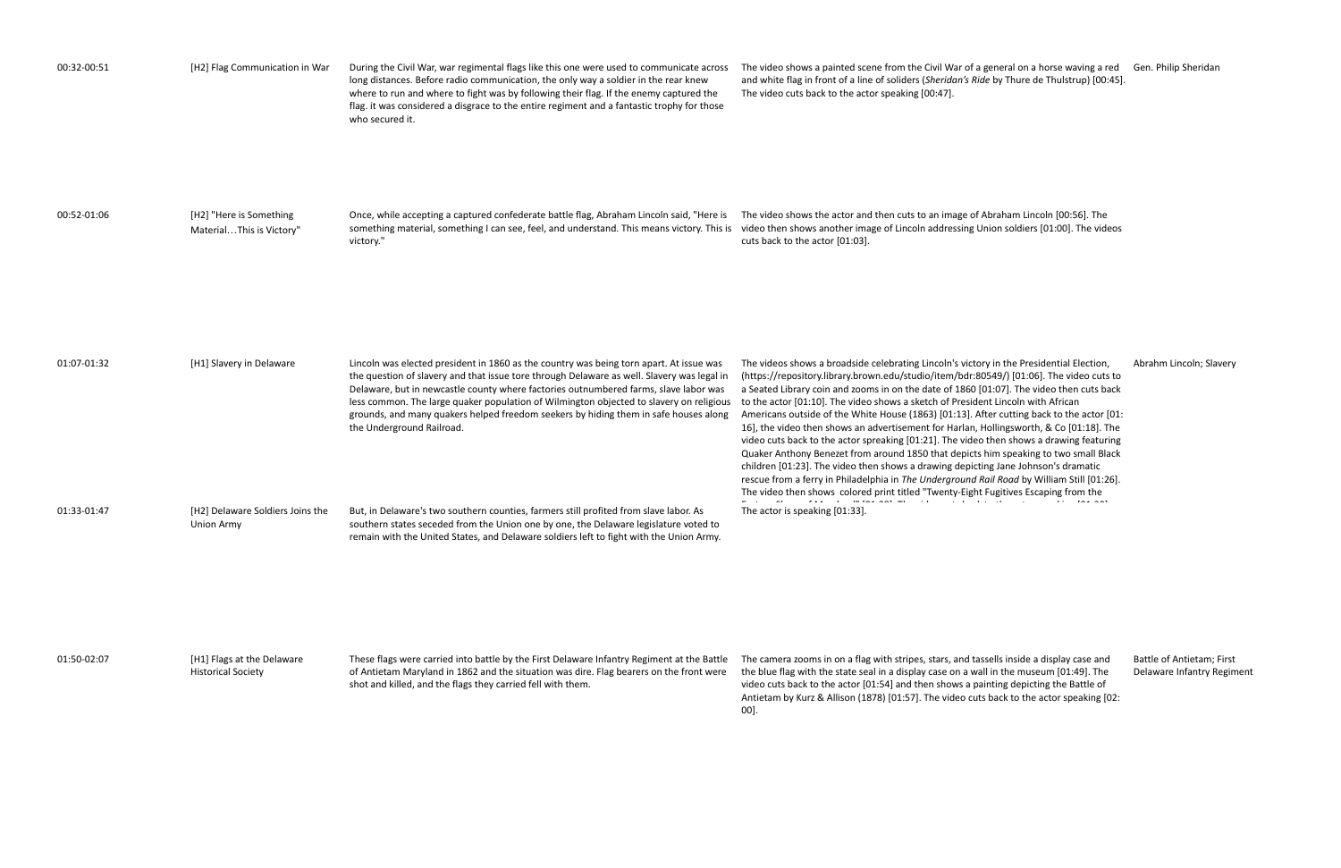| | | | | |
|---|---|---|---|---|
| 00:32-00:51 | [H2] Flag Communication in War | During the Civil War, war regimental flags like this one were used to communicate across long distances. Before radio communication, the only way a soldier in the rear knew where to run and where to fight was by following their flag. If the enemy captured the flag. it was considered a disgrace to the entire regiment and a fantastic trophy for those who secured it. | The video shows a painted scene from the Civil War of a general on a horse waving a red and white flag in front of a line of soliders (*Sheridan's Ride* by Thure de Thulstrup) [00:45]. The video cuts back to the actor speaking [00:47]. | Gen. Philip Sheridan |
| 00:52-01:06 | [H2] "Here is Something Material…This is Victory" | Once, while accepting a captured confederate battle flag, Abraham Lincoln said, "Here is something material, something I can see, feel, and understand. This means victory. This is victory." | The video shows the actor and then cuts to an image of Abraham Lincoln [00:56]. The video then shows another image of Lincoln addressing Union soldiers [01:00]. The videos cuts back to the actor [01:03]. | |
| 01:07-01:32 | [H1] Slavery in Delaware | Lincoln was elected president in 1860 as the country was being torn apart. At issue was the question of slavery and that issue tore through Delaware as well. Slavery was legal in Delaware, but in newcastle county where factories outnumbered farms, slave labor was less common. The large quaker population of Wilmington objected to slavery on religious grounds, and many quakers helped freedom seekers by hiding them in safe houses along the Underground Railroad. | The videos shows a broadside celebrating Lincoln's victory in the Presidential Election, (https://repository.library.brown.edu/studio/item/bdr:80549/) [01:06]. The video cuts to a Seated Library coin and zooms in on the date of 1860 [01:07]. The video then cuts back to the actor [01:10]. The video shows a sketch of President Lincoln with African Americans outside of the White House (1863) [01:13]. After cutting back to the actor [01:16], the video then shows an advertisement for Harlan, Hollingsworth, & Co [01:18]. The video cuts back to the actor spreaking [01:21]. The video then shows a drawing featuring Quaker Anthony Benezet from around 1850 that depicts him speaking to two small Black children [01:23]. The video then shows a drawing depicting Jane Johnson's dramatic rescue from a ferry in Philadelphia in *The Underground Rail Road* by William Still [01:26]. The video then shows colored print titled "Twenty-Eight Fugitives Escaping from the | Abrahm Lincoln; Slavery |
| 01:33-01:47 | [H2] Delaware Soldiers Joins the Union Army | But, in Delaware's two southern counties, farmers still profited from slave labor. As southern states seceded from the Union one by one, the Delaware legislature voted to remain with the United States, and Delaware soldiers left to fight with the Union Army. | The actor is speaking [01:33]. | |
| 01:50-02:07 | [H1] Flags at the Delaware Historical Society | These flags were carried into battle by the First Delaware Infantry Regiment at the Battle of Antietam Maryland in 1862 and the situation was dire. Flag bearers on the front were shot and killed, and the flags they carried fell with them. | The camera zooms in on a flag with stripes, stars, and tassells inside a display case and the blue flag with the state seal in a display case on a wall in the museum [01:49]. The video cuts back to the actor [01:54] and then shows a painting depicting the Battle of Antietam by Kurz & Allison (1878) [01:57]. The video cuts back to the actor speaking [02:00]. | Battle of Antietam; First Delaware Infantry Regiment |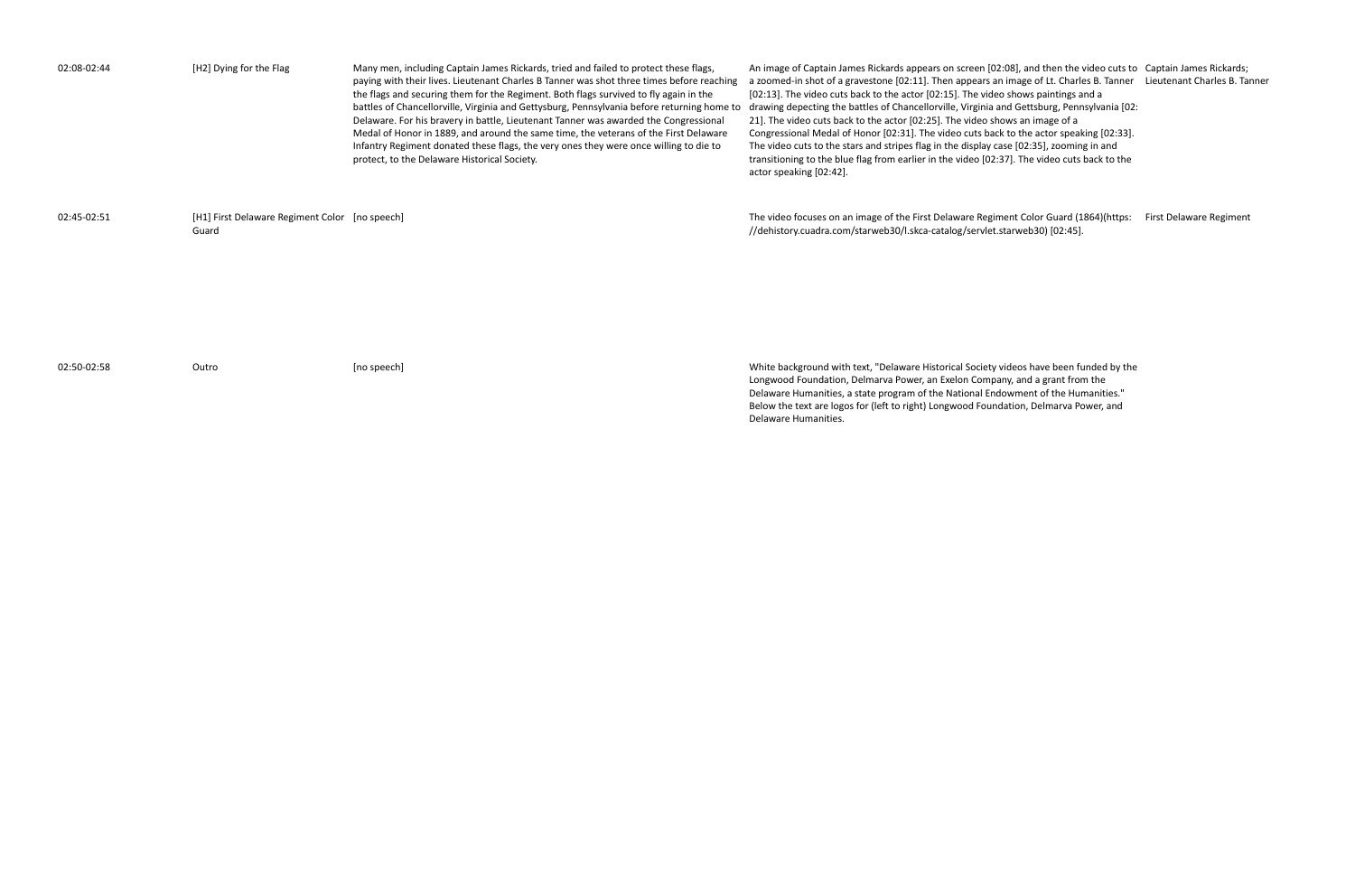| | | | | |
|---|---|---|---|---|
| 02:08-02:44 | [H2] Dying for the Flag | Many men, including Captain James Rickards, tried and failed to protect these flags, paying with their lives. Lieutenant Charles B Tanner was shot three times before reaching the flags and securing them for the Regiment. Both flags survived to fly again in the battles of Chancellorville, Virginia and Gettysburg, Pennsylvania before returning home to Delaware. For his bravery in battle, Lieutenant Tanner was awarded the Congressional Medal of Honor in 1889, and around the same time, the veterans of the First Delaware Infantry Regiment donated these flags, the very ones they were once willing to die to protect, to the Delaware Historical Society. | An image of Captain James Rickards appears on screen [02:08], and then the video cuts to a zoomed-in shot of a gravestone [02:11]. Then appears an image of Lt. Charles B. Tanner [02:13]. The video cuts back to the actor [02:15]. The video shows paintings and a drawing depecting the battles of Chancellorville, Virginia and Gettsburg, Pennsylvania [02:21]. The video cuts back to the actor [02:25]. The video shows an image of a Congressional Medal of Honor [02:31]. The video cuts back to the actor speaking [02:33]. The video cuts to the stars and stripes flag in the display case [02:35], zooming in and transitioning to the blue flag from earlier in the video [02:37]. The video cuts back to the actor speaking [02:42]. | Captain James Rickards; Lieutenant Charles B. Tanner |
| 02:45-02:51 | [H1] First Delaware Regiment Color Guard | [no speech] | The video focuses on an image of the First Delaware Regiment Color Guard (1864)(https://dehistory.cuadra.com/starweb30/l.skca-catalog/servlet.starweb30) [02:45]. | First Delaware Regiment |
| 02:50-02:58 | Outro | [no speech] | White background with text, "Delaware Historical Society videos have been funded by the Longwood Foundation, Delmarva Power, an Exelon Company, and a grant from the Delaware Humanities, a state program of the National Endowment of the Humanities." Below the text are logos for (left to right) Longwood Foundation, Delmarva Power, and Delaware Humanities. | |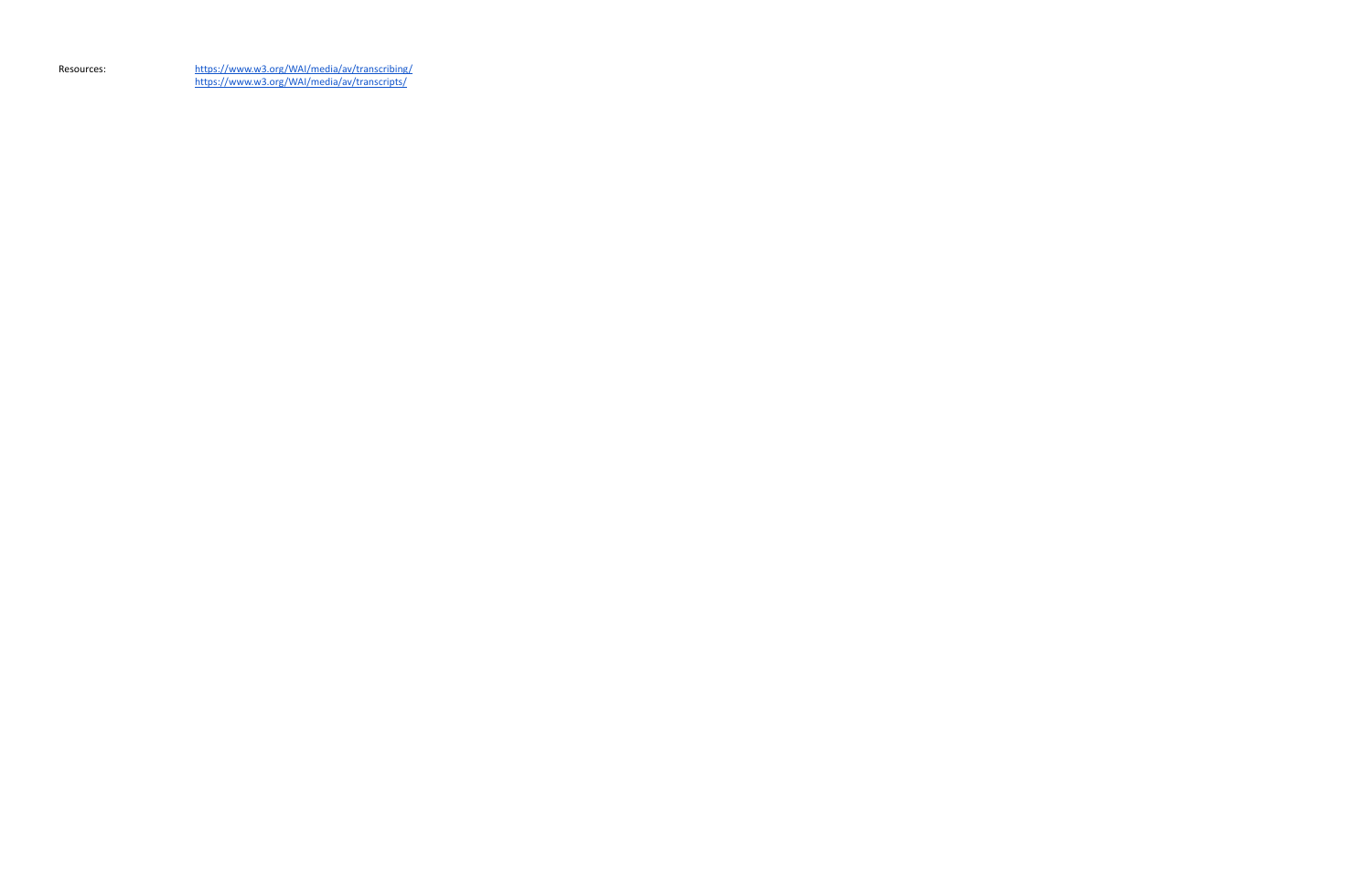Resources: https://www.w3.org/WAI/media/av/transcribing/
https://www.w3.org/WAI/media/av/transcripts/